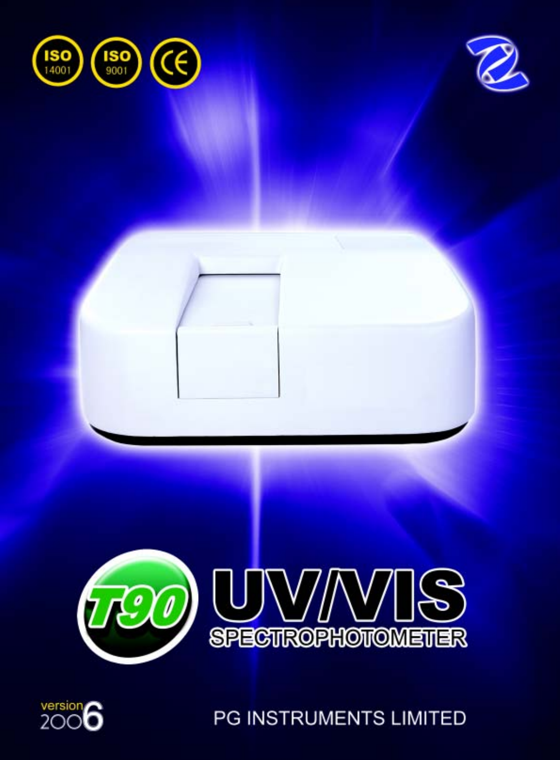ISO 14001 ISO 9001 CE

# T90 UV/VIS SPECTROPHOTOMETER

version 2006

PG INSTRUMENTS LIMITED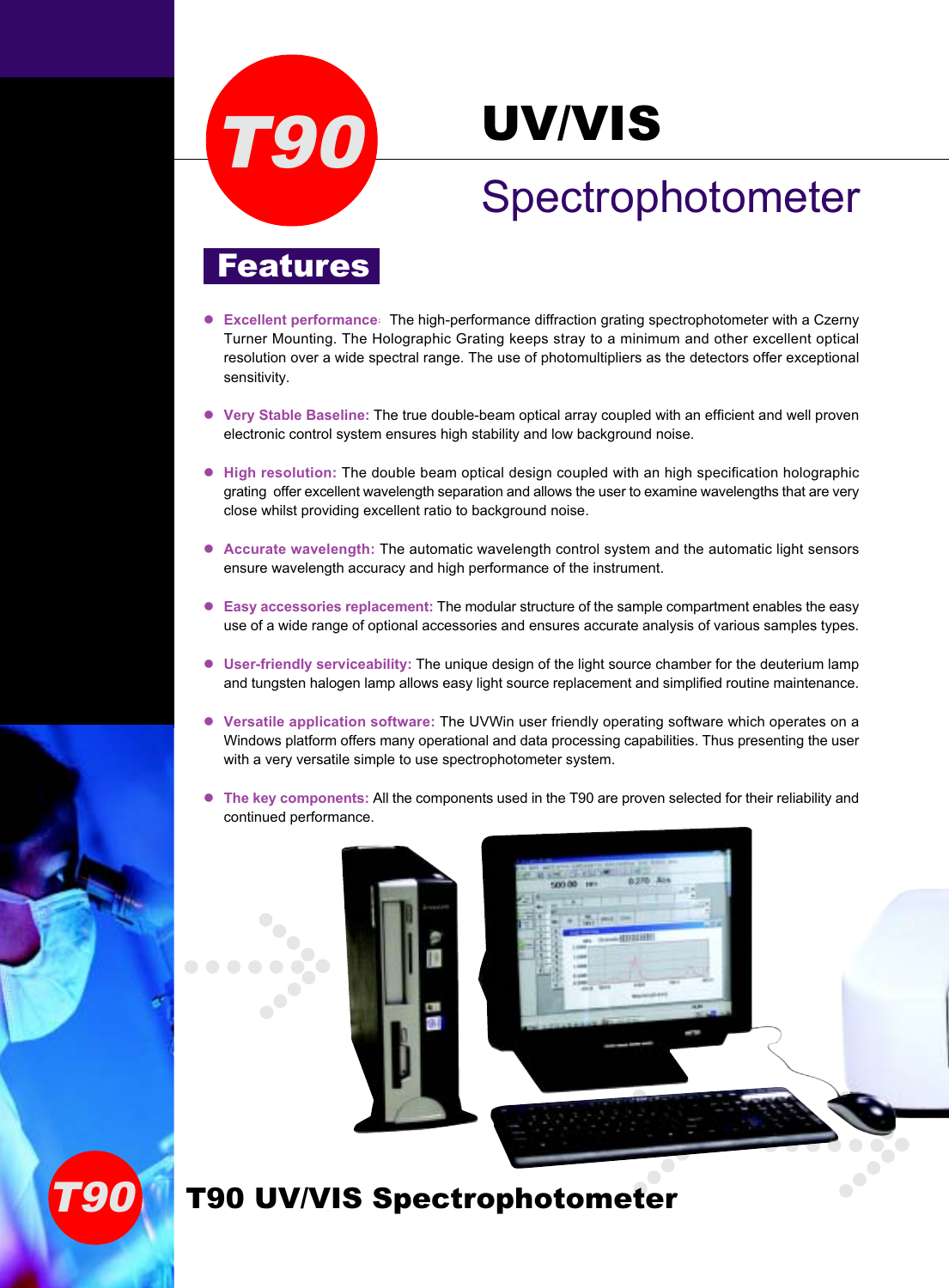# T90 UV/VIS Spectrophotometer

## Features

- **Excellent performance**: The high-performance diffraction grating spectrophotometer with a Czerny Turner Mounting. The Holographic Grating keeps stray to a minimum and other excellent optical resolution over a wide spectral range. The use of photomultipliers as the detectors offer exceptional sensitivity.

- **Very Stable Baseline:** The true double-beam optical array coupled with an efficient and well proven electronic control system ensures high stability and low background noise.

- **High resolution:** The double beam optical design coupled with an high specification holographic grating offer excellent wavelength separation and allows the user to examine wavelengths that are very close whilst providing excellent ratio to background noise.

- **Accurate wavelength:** The automatic wavelength control system and the automatic light sensors ensure wavelength accuracy and high performance of the instrument.

- **Easy accessories replacement:** The modular structure of the sample compartment enables the easy use of a wide range of optional accessories and ensures accurate analysis of various samples types.

- **User-friendly serviceability:** The unique design of the light source chamber for the deuterium lamp and tungsten halogen lamp allows easy light source replacement and simplified routine maintenance.

- **Versatile application software:** The UVWin user friendly operating software which operates on a Windows platform offers many operational and data processing capabilities. Thus presenting the user with a very versatile simple to use spectrophotometer system.

- **The key components:** All the components used in the T90 are proven selected for their reliability and continued performance.

**T90 UV/VIS Spectrophotometer**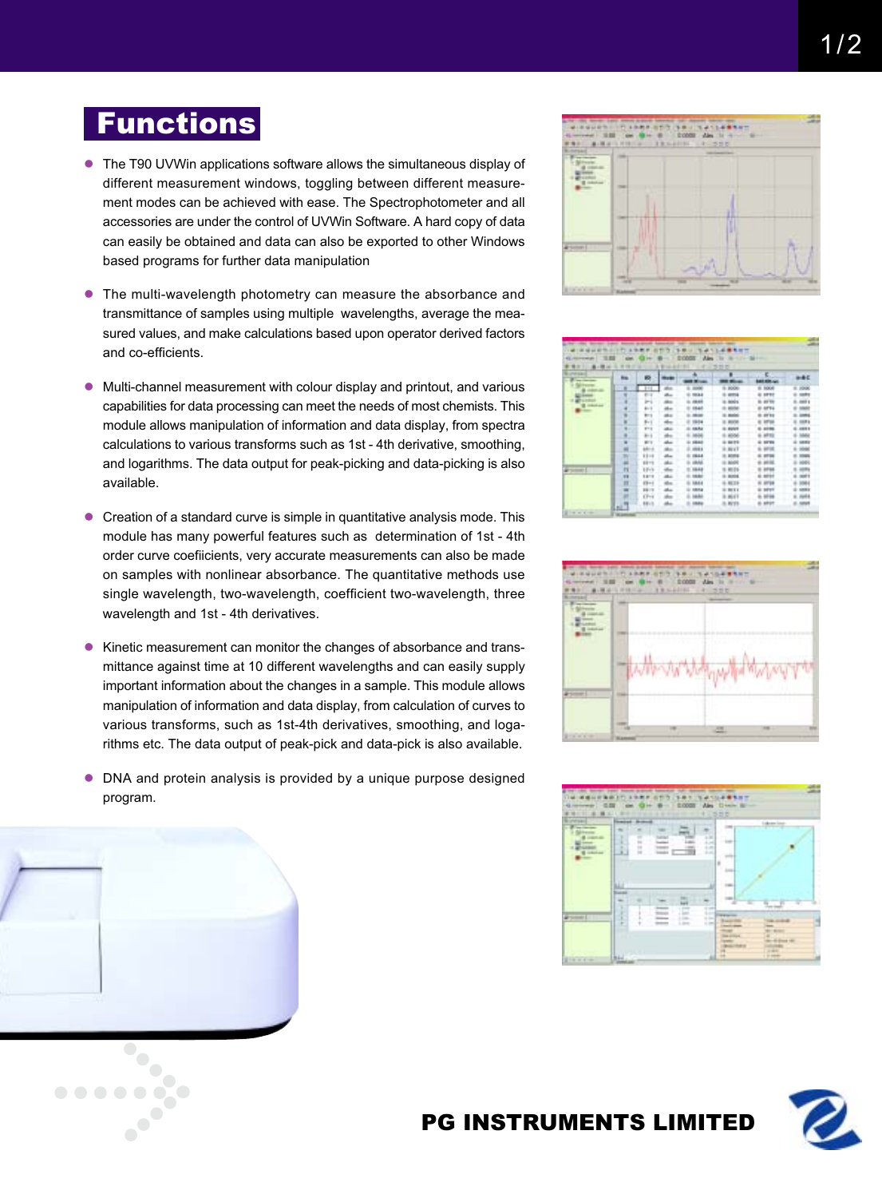# Functions

- The T90 UVWin applications software allows the simultaneous display of different measurement windows, toggling between different measurement modes can be achieved with ease. The Spectrophotometer and all accessories are under the control of UVWin Software. A hard copy of data can easily be obtained and data can also be exported to other Windows based programs for further data manipulation

- The multi-wavelength photometry can measure the absorbance and transmittance of samples using multiple wavelengths, average the measured values, and make calculations based upon operator derived factors and co-efficients.

- Multi-channel measurement with colour display and printout, and various capabilities for data processing can meet the needs of most chemists. This module allows manipulation of information and data display, from spectra calculations to various transforms such as 1st - 4th derivative, smoothing, and logarithms. The data output for peak-picking and data-picking is also available.

- Creation of a standard curve is simple in quantitative analysis mode. This module has many powerful features such as determination of 1st - 4th order curve coefiicients, very accurate measurements can also be made on samples with nonlinear absorbance. The quantitative methods use single wavelength, two-wavelength, coefficient two-wavelength, three wavelength and 1st - 4th derivatives.

- Kinetic measurement can monitor the changes of absorbance and transmittance against time at 10 different wavelengths and can easily supply important information about the changes in a sample. This module allows manipulation of information and data display, from calculation of curves to various transforms, such as 1st-4th derivatives, smoothing, and logarithms etc. The data output of peak-pick and data-pick is also available.

- DNA and protein analysis is provided by a unique purpose designed program.

**PG INSTRUMENTS LIMITED**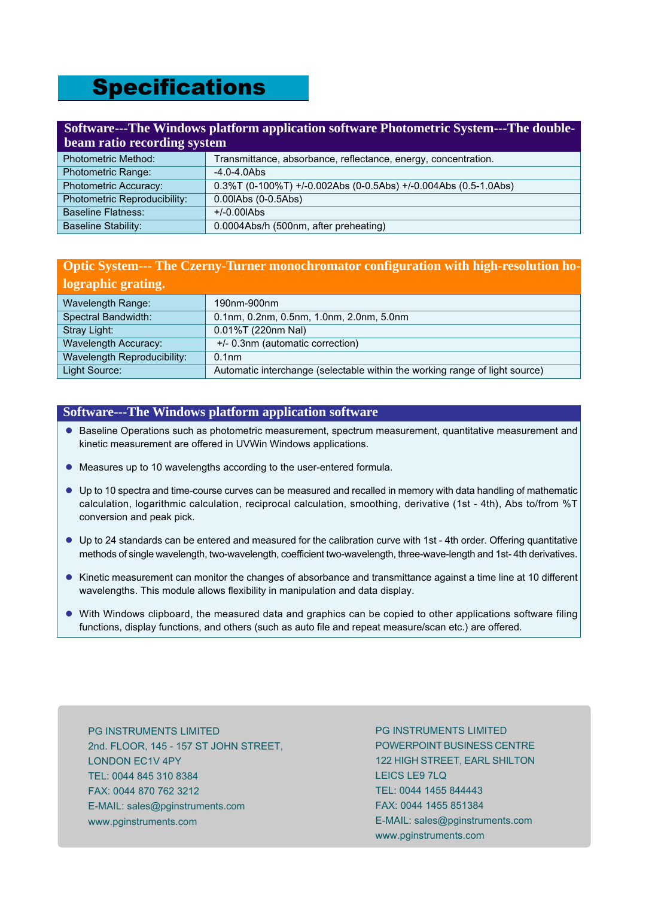# Specifications

## Software---The Windows platform application software Photometric System---The double-beam ratio recording system

| | |
|---|---|
| Photometric Method: | Transmittance, absorbance, reflectance, energy, concentration. |
| Photometric Range: | -4.0-4.0Abs |
| Photometric Accuracy: | 0.3%T (0-100%T) +/-0.002Abs (0-0.5Abs) +/-0.004Abs (0.5-1.0Abs) |
| Photometric Reproducibility: | 0.00lAbs (0-0.5Abs) |
| Baseline Flatness: | +/-0.00lAbs |
| Baseline Stability: | 0.0004Abs/h (500nm, after preheating) |

## Optic System--- The Czerny-Turner monochromator configuration with high-resolution holographic grating.

| | |
|---|---|
| Wavelength Range: | 190nm-900nm |
| Spectral Bandwidth: | 0.1nm, 0.2nm, 0.5nm, 1.0nm, 2.0nm, 5.0nm |
| Stray Light: | 0.01%T (220nm Nal) |
| Wavelength Accuracy: | +/- 0.3nm (automatic correction) |
| Wavelength Reproducibility: | 0.1nm |
| Light Source: | Automatic interchange (selectable within the working range of light source) |

## Software---The Windows platform application software

- Baseline Operations such as photometric measurement, spectrum measurement, quantitative measurement and kinetic measurement are offered in UVWin Windows applications.
- Measures up to 10 wavelengths according to the user-entered formula.
- Up to 10 spectra and time-course curves can be measured and recalled in memory with data handling of mathematic calculation, logarithmic calculation, reciprocal calculation, smoothing, derivative (1st - 4th), Abs to/from %T conversion and peak pick.
- Up to 24 standards can be entered and measured for the calibration curve with 1st - 4th order. Offering quantitative methods of single wavelength, two-wavelength, coefficient two-wavelength, three-wave-length and 1st- 4th derivatives.
- Kinetic measurement can monitor the changes of absorbance and transmittance against a time line at 10 different wavelengths. This module allows flexibility in manipulation and data display.
- With Windows clipboard, the measured data and graphics can be copied to other applications software filing functions, display functions, and others (such as auto file and repeat measure/scan etc.) are offered.

PG INSTRUMENTS LIMITED
2nd. FLOOR, 145 - 157 ST JOHN STREET,
LONDON EC1V 4PY
TEL: 0044 845 310 8384
FAX: 0044 870 762 3212
E-MAIL: sales@pginstruments.com
www.pginstruments.com

PG INSTRUMENTS LIMITED
POWERPOINT BUSINESS CENTRE
122 HIGH STREET, EARL SHILTON
LEICS LE9 7LQ
TEL: 0044 1455 844443
FAX: 0044 1455 851384
E-MAIL: sales@pginstruments.com
www.pginstruments.com